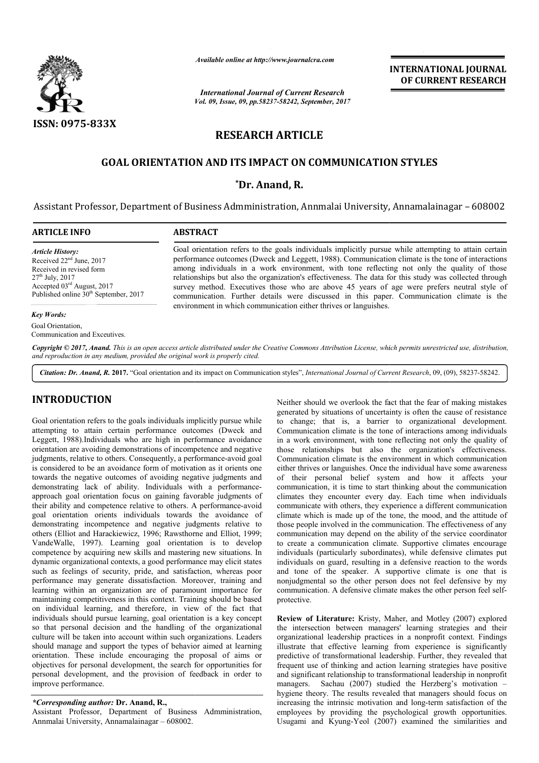ISSN: 0975-833X

*Available online at http://www.journalcra.com*

*International Journal of Current Research*
*Vol. 09, Issue, 09, pp.58237-58242, September, 2017*

**INTERNATIONAL JOURNAL OF CURRENT RESEARCH**

# RESEARCH ARTICLE

# GOAL ORIENTATION AND ITS IMPACT ON COMMUNICATION STYLES

**\*Dr. Anand, R.**

Assistant Professor, Department of Business Admministration, Annmalai University, Annamalainagar – 608002

**ARTICLE INFO**

*Article History:*
Received 22[nd] June, 2017
Received in revised form
27[th] July, 2017
Accepted 03[rd] August, 2017
Published online 30[th] September, 2017

*Key Words:*
Goal Orientation,
Communication and Exceutives.

**ABSTRACT**

Goal orientation refers to the goals individuals implicitly pursue while attempting to attain certain performance outcomes (Dweck and Leggett, 1988). Communication climate is the tone of interactions among individuals in a work environment, with tone reflecting not only the quality of those relationships but also the organization's effectiveness. The data for this study was collected through survey method. Executives those who are above 45 years of age were prefers neutral style of communication. Further details were discussed in this paper. Communication climate is the environment in which communication either thrives or languishes.

*Copyright © 2017, Anand. This is an open access article distributed under the Creative Commons Attribution License, which permits unrestricted use, distribution, and reproduction in any medium, provided the original work is properly cited.*

*Citation: Dr. Anand, R.* **2017.** "Goal orientation and its impact on Communication styles", *International Journal of Current Research*, 09, (09), 58237-58242.

## INTRODUCTION

Goal orientation refers to the goals individuals implicitly pursue while attempting to attain certain performance outcomes (Dweck and Leggett, 1988).Individuals who are high in performance avoidance orientation are avoiding demonstrations of incompetence and negative judgments, relative to others. Consequently, a performance-avoid goal is considered to be an avoidance form of motivation as it orients one towards the negative outcomes of avoiding negative judgments and demonstrating lack of ability. Individuals with a performance-approach goal orientation focus on gaining favorable judgments of their ability and competence relative to others. A performance-avoid goal orientation orients individuals towards the avoidance of demonstrating incompetence and negative judgments relative to others (Elliot and Harackiewicz, 1996; Rawsthorne and Elliot, 1999; VandeWalle, 1997). Learning goal orientation is to develop competence by acquiring new skills and mastering new situations. In dynamic organizational contexts, a good performance may elicit states such as feelings of security, pride, and satisfaction, whereas poor performance may generate dissatisfaction. Moreover, training and learning within an organization are of paramount importance for maintaining competitiveness in this context. Training should be based on individual learning, and therefore, in view of the fact that individuals should pursue learning, goal orientation is a key concept so that personal decision and the handling of the organizational culture will be taken into account within such organizations. Leaders should manage and support the types of behavior aimed at learning orientation. These include encouraging the proposal of aims or objectives for personal development, the search for opportunities for personal development, and the provision of feedback in order to improve performance.

Neither should we overlook the fact that the fear of making mistakes generated by situations of uncertainty is often the cause of resistance to change; that is, a barrier to organizational development. Communication climate is the tone of interactions among individuals in a work environment, with tone reflecting not only the quality of those relationships but also the organization's effectiveness. Communication climate is the environment in which communication either thrives or languishes. Once the individual have some awareness of their personal belief system and how it affects your communication, it is time to start thinking about the communication climates they encounter every day. Each time when individuals communicate with others, they experience a different communication climate which is made up of the tone, the mood, and the attitude of those people involved in the communication. The effectiveness of any communication may depend on the ability of the service coordinator to create a communication climate. Supportive climates encourage individuals (particularly subordinates), while defensive climates put individuals on guard, resulting in a defensive reaction to the words and tone of the speaker. A supportive climate is one that is nonjudgmental so the other person does not feel defensive by my communication. A defensive climate makes the other person feel self-protective.

**Review of Literature:** Kristy, Maher, and Motley (2007) explored the intersection between managers' learning strategies and their organizational leadership practices in a nonprofit context. Findings illustrate that effective learning from experience is significantly predictive of transformational leadership. Further, they revealed that frequent use of thinking and action learning strategies have positive and significant relationship to transformational leadership in nonprofit managers. Sachau (2007) studied the Herzberg's motivation – hygiene theory. The results revealed that managers should focus on increasing the intrinsic motivation and long-term satisfaction of the employees by providing the psychological growth opportunities. Usugami and Kyung-Yeol (2007) examined the similarities and

*\*Corresponding author:* **Dr. Anand, R.,**
Assistant Professor, Department of Business Admministration, Annmalai University, Annamalainagar – 608002.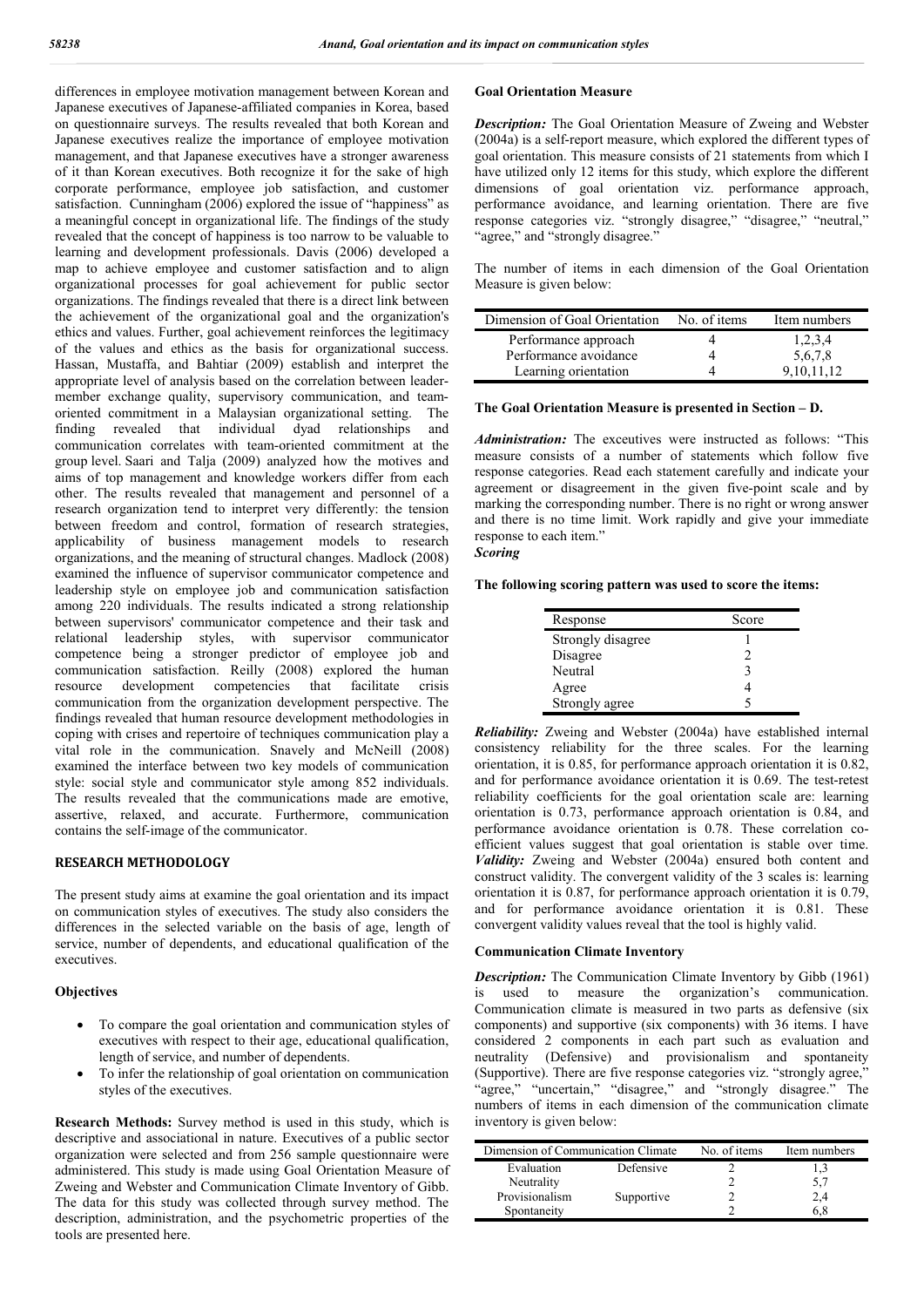differences in employee motivation management between Korean and Japanese executives of Japanese-affiliated companies in Korea, based on questionnaire surveys. The results revealed that both Korean and Japanese executives realize the importance of employee motivation management, and that Japanese executives have a stronger awareness of it than Korean executives. Both recognize it for the sake of high corporate performance, employee job satisfaction, and customer satisfaction. Cunningham (2006) explored the issue of "happiness" as a meaningful concept in organizational life. The findings of the study revealed that the concept of happiness is too narrow to be valuable to learning and development professionals. Davis (2006) developed a map to achieve employee and customer satisfaction and to align organizational processes for goal achievement for public sector organizations. The findings revealed that there is a direct link between the achievement of the organizational goal and the organization's ethics and values. Further, goal achievement reinforces the legitimacy of the values and ethics as the basis for organizational success. Hassan, Mustaffa, and Bahtiar (2009) establish and interpret the appropriate level of analysis based on the correlation between leader-member exchange quality, supervisory communication, and team-oriented commitment in a Malaysian organizational setting. The finding revealed that individual dyad relationships and communication correlates with team-oriented commitment at the group level. Saari and Talja (2009) analyzed how the motives and aims of top management and knowledge workers differ from each other. The results revealed that management and personnel of a research organization tend to interpret very differently: the tension between freedom and control, formation of research strategies, applicability of business management models to research organizations, and the meaning of structural changes. Madlock (2008) examined the influence of supervisor communicator competence and leadership style on employee job and communication satisfaction among 220 individuals. The results indicated a strong relationship between supervisors' communicator competence and their task and relational leadership styles, with supervisor communicator competence being a stronger predictor of employee job and communication satisfaction. Reilly (2008) explored the human resource development competencies that facilitate crisis communication from the organization development perspective. The findings revealed that human resource development methodologies in coping with crises and repertoire of techniques communication play a vital role in the communication. Snavely and McNeill (2008) examined the interface between two key models of communication style: social style and communicator style among 852 individuals. The results revealed that the communications made are emotive, assertive, relaxed, and accurate. Furthermore, communication contains the self-image of the communicator.

## RESEARCH METHODOLOGY

The present study aims at examine the goal orientation and its impact on communication styles of executives. The study also considers the differences in the selected variable on the basis of age, length of service, number of dependents, and educational qualification of the executives.

### Objectives

- To compare the goal orientation and communication styles of executives with respect to their age, educational qualification, length of service, and number of dependents.
- To infer the relationship of goal orientation on communication styles of the executives.

**Research Methods:** Survey method is used in this study, which is descriptive and associational in nature. Executives of a public sector organization were selected and from 256 sample questionnaire were administered. This study is made using Goal Orientation Measure of Zweing and Webster and Communication Climate Inventory of Gibb. The data for this study was collected through survey method. The description, administration, and the psychometric properties of the tools are presented here.

### Goal Orientation Measure

***Description:*** The Goal Orientation Measure of Zweing and Webster (2004a) is a self-report measure, which explored the different types of goal orientation. This measure consists of 21 statements from which I have utilized only 12 items for this study, which explore the different dimensions of goal orientation viz. performance approach, performance avoidance, and learning orientation. There are five response categories viz. "strongly disagree," "disagree," "neutral," "agree," and "strongly disagree."

The number of items in each dimension of the Goal Orientation Measure is given below:

| Dimension of Goal Orientation | No. of items | Item numbers |
|---|---|---|
| Performance approach | 4 | 1,2,3,4 |
| Performance avoidance | 4 | 5,6,7,8 |
| Learning orientation | 4 | 9,10,11,12 |

**The Goal Orientation Measure is presented in Section – D.**

***Administration:*** The exceutives were instructed as follows: "This measure consists of a number of statements which follow five response categories. Read each statement carefully and indicate your agreement or disagreement in the given five-point scale and by marking the corresponding number. There is no right or wrong answer and there is no time limit. Work rapidly and give your immediate response to each item."

***Scoring***

**The following scoring pattern was used to score the items:**

| Response | Score |
|---|---|
| Strongly disagree | 1 |
| Disagree | 2 |
| Neutral | 3 |
| Agree | 4 |
| Strongly agree | 5 |

***Reliability:*** Zweing and Webster (2004a) have established internal consistency reliability for the three scales. For the learning orientation, it is 0.85, for performance approach orientation it is 0.82, and for performance avoidance orientation it is 0.69. The test-retest reliability coefficients for the goal orientation scale are: learning orientation is 0.73, performance approach orientation is 0.84, and performance avoidance orientation is 0.78. These correlation co-efficient values suggest that goal orientation is stable over time.

***Validity:*** Zweing and Webster (2004a) ensured both content and construct validity. The convergent validity of the 3 scales is: learning orientation it is 0.87, for performance approach orientation it is 0.79, and for performance avoidance orientation it is 0.81. These convergent validity values reveal that the tool is highly valid.

### Communication Climate Inventory

***Description:*** The Communication Climate Inventory by Gibb (1961) is used to measure the organization's communication. Communication climate is measured in two parts as defensive (six components) and supportive (six components) with 36 items. I have considered 2 components in each part such as evaluation and neutrality (Defensive) and provisionalism and spontaneity (Supportive). There are five response categories viz. "strongly agree," "agree," "uncertain," "disagree," and "strongly disagree." The numbers of items in each dimension of the communication climate inventory is given below:

| Dimension of Communication Climate | | No. of items | Item numbers |
|---|---|---|---|
| Evaluation | Defensive | 2 | 1,3 |
| Neutrality | | 2 | 5,7 |
| Provisionalism | Supportive | 2 | 2,4 |
| Spontaneity | | 2 | 6,8 |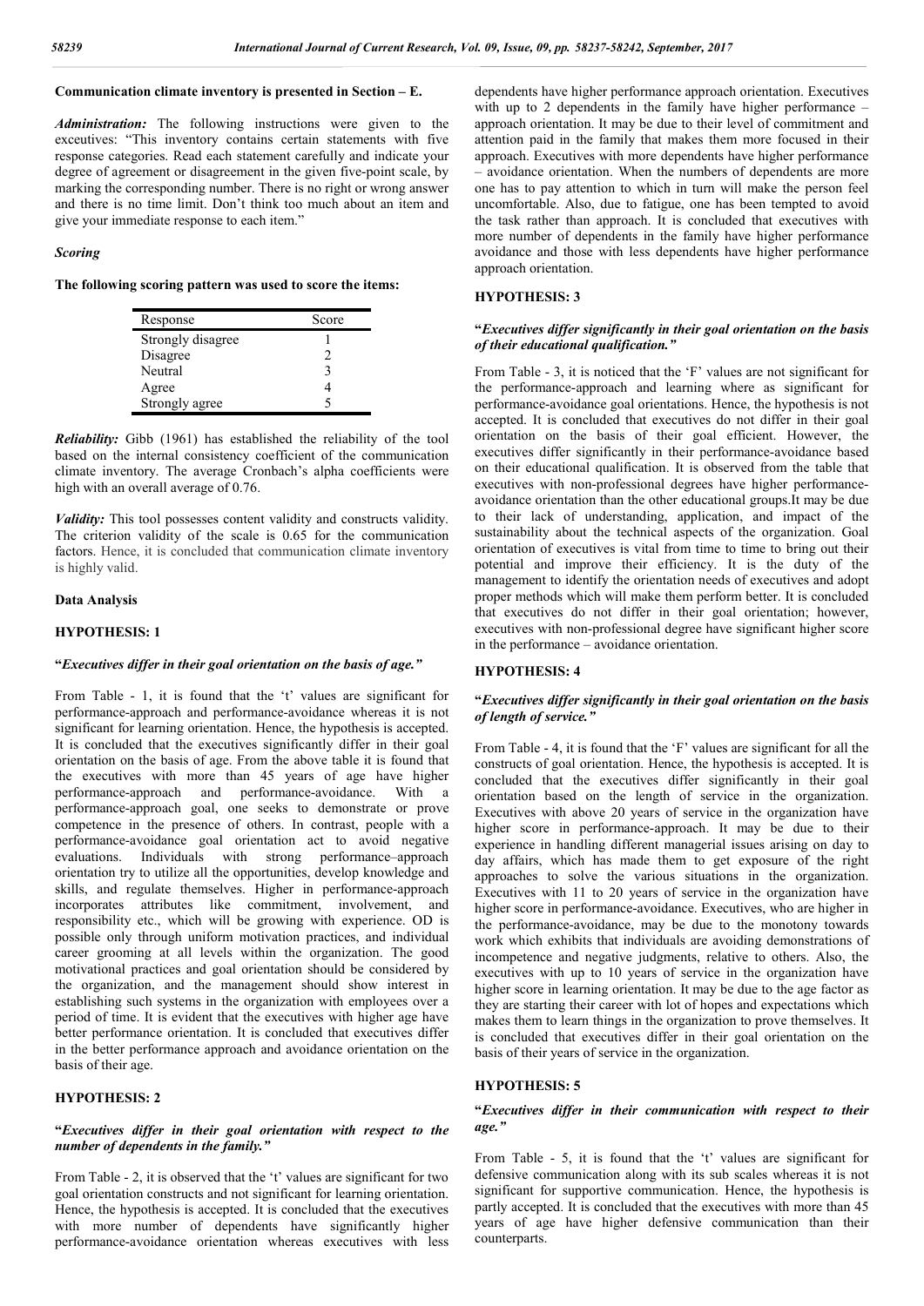**Communication climate inventory is presented in Section – E.**

***Administration:*** The following instructions were given to the exceutives: "This inventory contains certain statements with five response categories. Read each statement carefully and indicate your degree of agreement or disagreement in the given five-point scale, by marking the corresponding number. There is no right or wrong answer and there is no time limit. Don't think too much about an item and give your immediate response to each item."

***Scoring***

**The following scoring pattern was used to score the items:**

| Response | Score |
|---|---|
| Strongly disagree | 1 |
| Disagree | 2 |
| Neutral | 3 |
| Agree | 4 |
| Strongly agree | 5 |

***Reliability:*** Gibb (1961) has established the reliability of the tool based on the internal consistency coefficient of the communication climate inventory. The average Cronbach's alpha coefficients were high with an overall average of 0.76.

***Validity:*** This tool possesses content validity and constructs validity. The criterion validity of the scale is 0.65 for the communication factors. Hence, it is concluded that communication climate inventory is highly valid.

**Data Analysis**

**HYPOTHESIS: 1**

**"*Executives differ in their goal orientation on the basis of age.*"**

From Table - 1, it is found that the 't' values are significant for performance-approach and performance-avoidance whereas it is not significant for learning orientation. Hence, the hypothesis is accepted. It is concluded that the executives significantly differ in their goal orientation on the basis of age. From the above table it is found that the executives with more than 45 years of age have higher performance-approach and performance-avoidance. With a performance-approach goal, one seeks to demonstrate or prove competence in the presence of others. In contrast, people with a performance-avoidance goal orientation act to avoid negative evaluations. Individuals with strong performance–approach orientation try to utilize all the opportunities, develop knowledge and skills, and regulate themselves. Higher in performance-approach incorporates attributes like commitment, involvement, and responsibility etc., which will be growing with experience. OD is possible only through uniform motivation practices, and individual career grooming at all levels within the organization. The good motivational practices and goal orientation should be considered by the organization, and the management should show interest in establishing such systems in the organization with employees over a period of time. It is evident that the executives with higher age have better performance orientation. It is concluded that executives differ in the better performance approach and avoidance orientation on the basis of their age.

**HYPOTHESIS: 2**

**"*Executives differ in their goal orientation with respect to the number of dependents in the family.*"**

From Table - 2, it is observed that the 't' values are significant for two goal orientation constructs and not significant for learning orientation. Hence, the hypothesis is accepted. It is concluded that the executives with more number of dependents have significantly higher performance-avoidance orientation whereas executives with less dependents have higher performance approach orientation. Executives with up to 2 dependents in the family have higher performance – approach orientation. It may be due to their level of commitment and attention paid in the family that makes them more focused in their approach. Executives with more dependents have higher performance – avoidance orientation. When the numbers of dependents are more one has to pay attention to which in turn will make the person feel uncomfortable. Also, due to fatigue, one has been tempted to avoid the task rather than approach. It is concluded that executives with more number of dependents in the family have higher performance avoidance and those with less dependents have higher performance approach orientation.

**HYPOTHESIS: 3**

**"*Executives differ significantly in their goal orientation on the basis of their educational qualification.*"**

From Table - 3, it is noticed that the 'F' values are not significant for the performance-approach and learning where as significant for performance-avoidance goal orientations. Hence, the hypothesis is not accepted. It is concluded that executives do not differ in their goal orientation on the basis of their goal efficient. However, the executives differ significantly in their performance-avoidance based on their educational qualification. It is observed from the table that executives with non-professional degrees have higher performance-avoidance orientation than the other educational groups.It may be due to their lack of understanding, application, and impact of the sustainability about the technical aspects of the organization. Goal orientation of executives is vital from time to time to bring out their potential and improve their efficiency. It is the duty of the management to identify the orientation needs of executives and adopt proper methods which will make them perform better. It is concluded that executives do not differ in their goal orientation; however, executives with non-professional degree have significant higher score in the performance – avoidance orientation.

**HYPOTHESIS: 4**

**"*Executives differ significantly in their goal orientation on the basis of length of service.*"**

From Table - 4, it is found that the 'F' values are significant for all the constructs of goal orientation. Hence, the hypothesis is accepted. It is concluded that the executives differ significantly in their goal orientation based on the length of service in the organization. Executives with above 20 years of service in the organization have higher score in performance-approach. It may be due to their experience in handling different managerial issues arising on day to day affairs, which has made them to get exposure of the right approaches to solve the various situations in the organization. Executives with 11 to 20 years of service in the organization have higher score in performance-avoidance. Executives, who are higher in the performance-avoidance, may be due to the monotony towards work which exhibits that individuals are avoiding demonstrations of incompetence and negative judgments, relative to others. Also, the executives with up to 10 years of service in the organization have higher score in learning orientation. It may be due to the age factor as they are starting their career with lot of hopes and expectations which makes them to learn things in the organization to prove themselves. It is concluded that executives differ in their goal orientation on the basis of their years of service in the organization.

**HYPOTHESIS: 5**

**"*Executives differ in their communication with respect to their age.*"**

From Table - 5, it is found that the 't' values are significant for defensive communication along with its sub scales whereas it is not significant for supportive communication. Hence, the hypothesis is partly accepted. It is concluded that the executives with more than 45 years of age have higher defensive communication than their counterparts.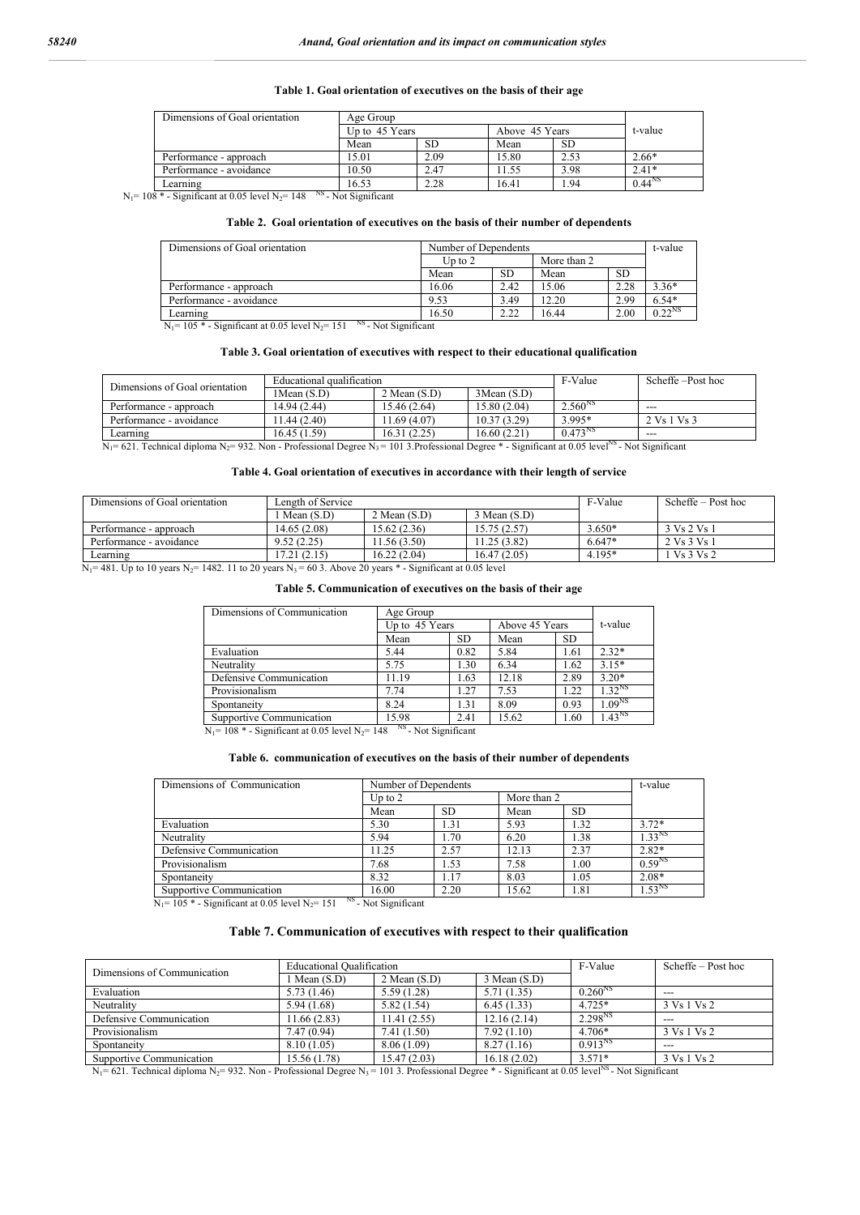**Table 1. Goal orientation of executives on the basis of their age**

| Dimensions of Goal orientation | Age Group | | | | t-value |
|---|---|---|---|---|---|
| | Up to 45 Years | | Above 45 Years | | |
| | Mean | SD | Mean | SD | |
| Performance - approach | 15.01 | 2.09 | 15.80 | 2.53 | 2.66* |
| Performance - avoidance | 10.50 | 2.47 | 11.55 | 3.98 | 2.41* |
| Learning | 16.53 | 2.28 | 16.41 | 1.94 | $0.44^{NS}$ |

$N_1$= 108 * - Significant at 0.05 level $N_2$= 148 $^{NS}$ - Not Significant

**Table 2. Goal orientation of executives on the basis of their number of dependents**

| Dimensions of Goal orientation | Number of Dependents | | | | t-value |
|---|---|---|---|---|---|
| | Up to 2 | | More than 2 | | |
| | Mean | SD | Mean | SD | |
| Performance - approach | 16.06 | 2.42 | 15.06 | 2.28 | 3.36* |
| Performance - avoidance | 9.53 | 3.49 | 12.20 | 2.99 | 6.54* |
| Learning | 16.50 | 2.22 | 16.44 | 2.00 | $0.22^{NS}$ |

$N_1$= 105 * - Significant at 0.05 level $N_2$= 151 $^{NS}$ - Not Significant

**Table 3. Goal orientation of executives with respect to their educational qualification**

| Dimensions of Goal orientation | Educational qualification | | | F-Value | Scheffe –Post hoc |
|---|---|---|---|---|---|
| | 1Mean (S.D) | 2 Mean (S.D) | 3Mean (S.D) | | |
| Performance - approach | 14.94 (2.44) | 15.46 (2.64) | 15.80 (2.04) | $2.560^{NS}$ | --- |
| Performance - avoidance | 11.44 (2.40) | 11.69 (4.07) | 10.37 (3.29) | 3.995* | 2 Vs 1 Vs 3 |
| Learning | 16.45 (1.59) | 16.31 (2.25) | 16.60 (2.21) | $0.473^{NS}$ | --- |

$N_1$= 621. Technical diploma $N_2$= 932. Non - Professional Degree $N_3$ = 101 3.Professional Degree * - Significant at 0.05 level$^{NS}$ - Not Significant

**Table 4. Goal orientation of executives in accordance with their length of service**

| Dimensions of Goal orientation | Length of Service | | | F-Value | Scheffe – Post hoc |
|---|---|---|---|---|---|
| | 1 Mean (S.D) | 2 Mean (S.D) | 3 Mean (S.D) | | |
| Performance - approach | 14.65 (2.08) | 15.62 (2.36) | 15.75 (2.57) | 3.650* | 3 Vs 2 Vs 1 |
| Performance - avoidance | 9.52 (2.25) | 11.56 (3.50) | 11.25 (3.82) | 6.647* | 2 Vs 3 Vs 1 |
| Learning | 17.21 (2.15) | 16.22 (2.04) | 16.47 (2.05) | 4.195* | 1 Vs 3 Vs 2 |

$N_1$= 481. Up to 10 years $N_2$= 1482. 11 to 20 years $N_3$ = 60 3. Above 20 years * - Significant at 0.05 level

**Table 5. Communication of executives on the basis of their age**

| Dimensions of Communication | Age Group | | | | t-value |
|---|---|---|---|---|---|
| | Up to 45 Years | | Above 45 Years | | |
| | Mean | SD | Mean | SD | |
| Evaluation | 5.44 | 0.82 | 5.84 | 1.61 | 2.32* |
| Neutrality | 5.75 | 1.30 | 6.34 | 1.62 | 3.15* |
| Defensive Communication | 11.19 | 1.63 | 12.18 | 2.89 | 3.20* |
| Provisionalism | 7.74 | 1.27 | 7.53 | 1.22 | $1.32^{NS}$ |
| Spontaneity | 8.24 | 1.31 | 8.09 | 0.93 | $1.09^{NS}$ |
| Supportive Communication | 15.98 | 2.41 | 15.62 | 1.60 | $1.43^{NS}$ |

$N_1$= 108 * - Significant at 0.05 level $N_2$= 148 $^{NS}$ - Not Significant

**Table 6. communication of executives on the basis of their number of dependents**

| Dimensions of Communication | Number of Dependents | | | | t-value |
|---|---|---|---|---|---|
| | Up to 2 | | More than 2 | | |
| | Mean | SD | Mean | SD | |
| Evaluation | 5.30 | 1.31 | 5.93 | 1.32 | 3.72* |
| Neutrality | 5.94 | 1.70 | 6.20 | 1.38 | $1.33^{NS}$ |
| Defensive Communication | 11.25 | 2.57 | 12.13 | 2.37 | 2.82* |
| Provisionalism | 7.68 | 1.53 | 7.58 | 1.00 | $0.59^{NS}$ |
| Spontaneity | 8.32 | 1.17 | 8.03 | 1.05 | 2.08* |
| Supportive Communication | 16.00 | 2.20 | 15.62 | 1.81 | $1.53^{NS}$ |

$N_1$= 105 * - Significant at 0.05 level $N_2$= 151 $^{NS}$ - Not Significant

**Table 7. Communication of executives with respect to their qualification**

| Dimensions of Communication | Educational Qualification | | | F-Value | Scheffe – Post hoc |
|---|---|---|---|---|---|
| | 1 Mean (S.D) | 2 Mean (S.D) | 3 Mean (S.D) | | |
| Evaluation | 5.73 (1.46) | 5.59 (1.28) | 5.71 (1.35) | $0.260^{NS}$ | --- |
| Neutrality | 5.94 (1.68) | 5.82 (1.54) | 6.45 (1.33) | 4.725* | 3 Vs 1 Vs 2 |
| Defensive Communication | 11.66 (2.83) | 11.41 (2.55) | 12.16 (2.14) | $2.298^{NS}$ | --- |
| Provisionalism | 7.47 (0.94) | 7.41 (1.50) | 7.92 (1.10) | 4.706* | 3 Vs 1 Vs 2 |
| Spontaneity | 8.10 (1.05) | 8.06 (1.09) | 8.27 (1.16) | $0.913^{NS}$ | --- |
| Supportive Communication | 15.56 (1.78) | 15.47 (2.03) | 16.18 (2.02) | 3.571* | 3 Vs 1 Vs 2 |

$N_1$= 621. Technical diploma $N_2$= 932. Non - Professional Degree $N_3$ = 101 3. Professional Degree * - Significant at 0.05 level$^{NS}$ - Not Significant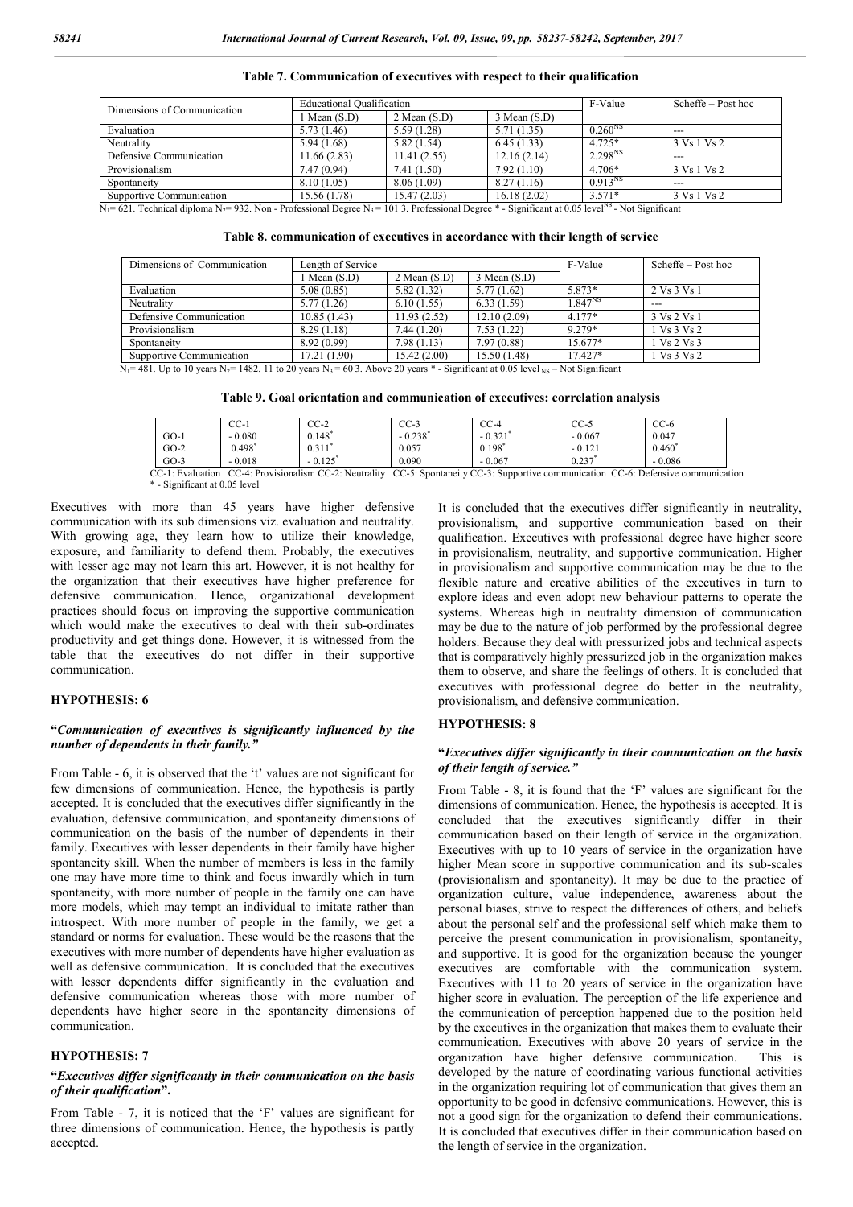**Table 7. Communication of executives with respect to their qualification**

| Dimensions of Communication | Educational Qualification | | | F-Value | Scheffe – Post hoc |
|---|---|---|---|---|---|
| | 1 Mean (S.D) | 2 Mean (S.D) | 3 Mean (S.D) | | |
| Evaluation | 5.73 (1.46) | 5.59 (1.28) | 5.71 (1.35) | $0.260^{NS}$ | --- |
| Neutrality | 5.94 (1.68) | 5.82 (1.54) | 6.45 (1.33) | 4.725* | 3 Vs 1 Vs 2 |
| Defensive Communication | 11.66 (2.83) | 11.41 (2.55) | 12.16 (2.14) | $2.298^{NS}$ | --- |
| Provisionalism | 7.47 (0.94) | 7.41 (1.50) | 7.92 (1.10) | 4.706* | 3 Vs 1 Vs 2 |
| Spontaneity | 8.10 (1.05) | 8.06 (1.09) | 8.27 (1.16) | $0.913^{NS}$ | --- |
| Supportive Communication | 15.56 (1.78) | 15.47 (2.03) | 16.18 (2.02) | 3.571* | 3 Vs 1 Vs 2 |

$N_1$= 621. Technical diploma $N_2$= 932. Non - Professional Degree $N_3$ = 101 3. Professional Degree * - Significant at 0.05 level $^{NS}$ - Not Significant

**Table 8. communication of executives in accordance with their length of service**

| Dimensions of Communication | Length of Service | | | F-Value | Scheffe – Post hoc |
|---|---|---|---|---|---|
| | 1 Mean (S.D) | 2 Mean (S.D) | 3 Mean (S.D) | | |
| Evaluation | 5.08 (0.85) | 5.82 (1.32) | 5.77 (1.62) | 5.873* | 2 Vs 3 Vs 1 |
| Neutrality | 5.77 (1.26) | 6.10 (1.55) | 6.33 (1.59) | $1.847^{NS}$ | --- |
| Defensive Communication | 10.85 (1.43) | 11.93 (2.52) | 12.10 (2.09) | 4.177* | 3 Vs 2 Vs 1 |
| Provisionalism | 8.29 (1.18) | 7.44 (1.20) | 7.53 (1.22) | 9.279* | 1 Vs 3 Vs 2 |
| Spontaneity | 8.92 (0.99) | 7.98 (1.13) | 7.97 (0.88) | 15.677* | 1 Vs 2 Vs 3 |
| Supportive Communication | 17.21 (1.90) | 15.42 (2.00) | 15.50 (1.48) | 17.427* | 1 Vs 3 Vs 2 |

$N_1$= 481. Up to 10 years $N_2$= 1482. 11 to 20 years $N_3$ = 60 3. Above 20 years * - Significant at 0.05 level $_{NS}$ – Not Significant

**Table 9. Goal orientation and communication of executives: correlation analysis**

| | CC-1 | CC-2 | CC-3 | CC-4 | CC-5 | CC-6 |
|---|---|---|---|---|---|---|
| GO-1 | - 0.080 | 0.148* | - 0.238* | - 0.321* | - 0.067 | 0.047 |
| GO-2 | 0.498* | 0.311* | 0.057 | 0.198* | - 0.121 | 0.460* |
| GO-3 | - 0.018 | - 0.125* | 0.090 | - 0.067 | 0.237* | - 0.086 |

CC-1: Evaluation CC-4: Provisionalism CC-2: Neutrality CC-5: Spontaneity CC-3: Supportive communication CC-6: Defensive communication
* - Significant at 0.05 level

Executives with more than 45 years have higher defensive communication with its sub dimensions viz. evaluation and neutrality. With growing age, they learn how to utilize their knowledge, exposure, and familiarity to defend them. Probably, the executives with lesser age may not learn this art. However, it is not healthy for the organization that their executives have higher preference for defensive communication. Hence, organizational development practices should focus on improving the supportive communication which would make the executives to deal with their sub-ordinates productivity and get things done. However, it is witnessed from the table that the executives do not differ in their supportive communication.

## HYPOTHESIS: 6

**"*Communication of executives is significantly influenced by the number of dependents in their family.*"**

From Table - 6, it is observed that the 't' values are not significant for few dimensions of communication. Hence, the hypothesis is partly accepted. It is concluded that the executives differ significantly in the evaluation, defensive communication, and spontaneity dimensions of communication on the basis of the number of dependents in their family. Executives with lesser dependents in their family have higher spontaneity skill. When the number of members is less in the family one may have more time to think and focus inwardly which in turn spontaneity, with more number of people in the family one can have more models, which may tempt an individual to imitate rather than introspect. With more number of people in the family, we get a standard or norms for evaluation. These would be the reasons that the executives with more number of dependents have higher evaluation as well as defensive communication. It is concluded that the executives with lesser dependents differ significantly in the evaluation and defensive communication whereas those with more number of dependents have higher score in the spontaneity dimensions of communication.

## HYPOTHESIS: 7

**"*Executives differ significantly in their communication on the basis of their qualification*".**

From Table - 7, it is noticed that the 'F' values are significant for three dimensions of communication. Hence, the hypothesis is partly accepted.

It is concluded that the executives differ significantly in neutrality, provisionalism, and supportive communication based on their qualification. Executives with professional degree have higher score in provisionalism, neutrality, and supportive communication. Higher in provisionalism and supportive communication may be due to the flexible nature and creative abilities of the executives in turn to explore ideas and even adopt new behaviour patterns to operate the systems. Whereas high in neutrality dimension of communication may be due to the nature of job performed by the professional degree holders. Because they deal with pressurized jobs and technical aspects that is comparatively highly pressurized job in the organization makes them to observe, and share the feelings of others. It is concluded that executives with professional degree do better in the neutrality, provisionalism, and defensive communication.

## HYPOTHESIS: 8

**"*Executives differ significantly in their communication on the basis of their length of service.*"**

From Table - 8, it is found that the 'F' values are significant for the dimensions of communication. Hence, the hypothesis is accepted. It is concluded that the executives significantly differ in their communication based on their length of service in the organization. Executives with up to 10 years of service in the organization have higher Mean score in supportive communication and its sub-scales (provisionalism and spontaneity). It may be due to the practice of organization culture, value independence, awareness about the personal biases, strive to respect the differences of others, and beliefs about the personal self and the professional self which make them to perceive the present communication in provisionalism, spontaneity, and supportive. It is good for the organization because the younger executives are comfortable with the communication system. Executives with 11 to 20 years of service in the organization have higher score in evaluation. The perception of the life experience and the communication of perception happened due to the position held by the executives in the organization that makes them to evaluate their communication. Executives with above 20 years of service in the organization have higher defensive communication. This is developed by the nature of coordinating various functional activities in the organization requiring lot of communication that gives them an opportunity to be good in defensive communications. However, this is not a good sign for the organization to defend their communications. It is concluded that executives differ in their communication based on the length of service in the organization.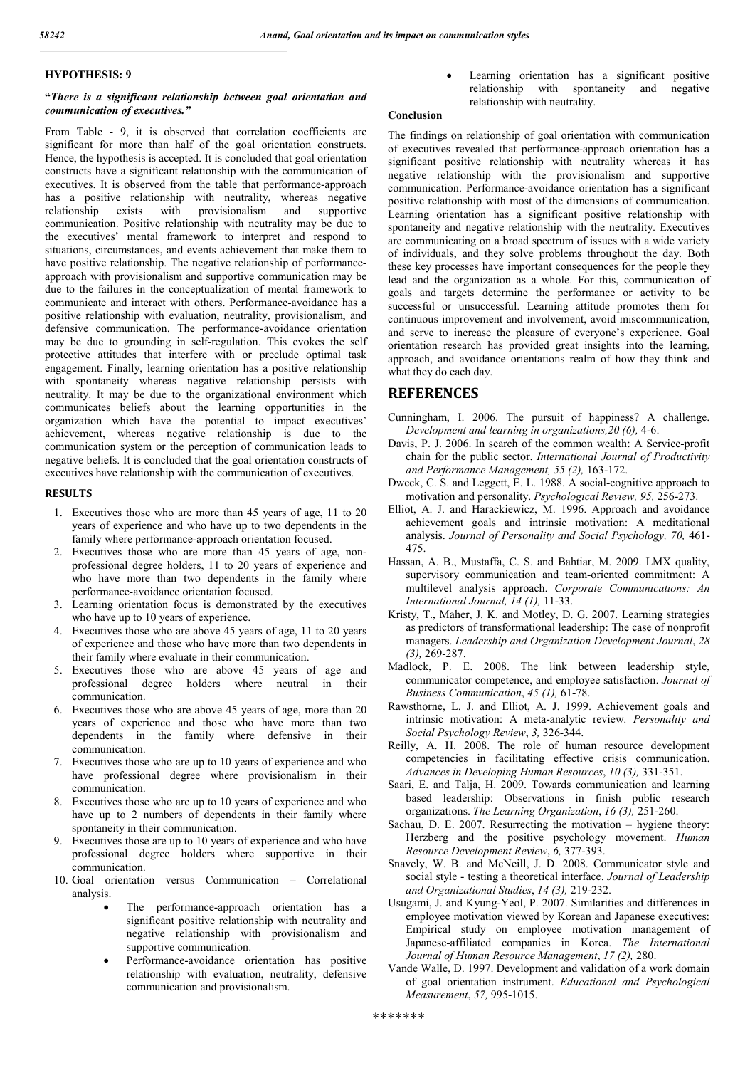**HYPOTHESIS: 9**

**"*There is a significant relationship between goal orientation and communication of executives.*"**

From Table - 9, it is observed that correlation coefficients are significant for more than half of the goal orientation constructs. Hence, the hypothesis is accepted. It is concluded that goal orientation constructs have a significant relationship with the communication of executives. It is observed from the table that performance-approach has a positive relationship with neutrality, whereas negative relationship exists with provisionalism and supportive communication. Positive relationship with neutrality may be due to the executives' mental framework to interpret and respond to situations, circumstances, and events achievement that make them to have positive relationship. The negative relationship of performance-approach with provisionalism and supportive communication may be due to the failures in the conceptualization of mental framework to communicate and interact with others. Performance-avoidance has a positive relationship with evaluation, neutrality, provisionalism, and defensive communication. The performance-avoidance orientation may be due to grounding in self-regulation. This evokes the self protective attitudes that interfere with or preclude optimal task engagement. Finally, learning orientation has a positive relationship with spontaneity whereas negative relationship persists with neutrality. It may be due to the organizational environment which communicates beliefs about the learning opportunities in the organization which have the potential to impact executives' achievement, whereas negative relationship is due to the communication system or the perception of communication leads to negative beliefs. It is concluded that the goal orientation constructs of executives have relationship with the communication of executives.

## RESULTS

1. Executives those who are more than 45 years of age, 11 to 20 years of experience and who have up to two dependents in the family where performance-approach orientation focused.
2. Executives those who are more than 45 years of age, non-professional degree holders, 11 to 20 years of experience and who have more than two dependents in the family where performance-avoidance orientation focused.
3. Learning orientation focus is demonstrated by the executives who have up to 10 years of experience.
4. Executives those who are above 45 years of age, 11 to 20 years of experience and those who have more than two dependents in their family where evaluate in their communication.
5. Executives those who are above 45 years of age and professional degree holders where neutral in their communication.
6. Executives those who are above 45 years of age, more than 20 years of experience and those who have more than two dependents in the family where defensive in their communication.
7. Executives those who are up to 10 years of experience and who have professional degree where provisionalism in their communication.
8. Executives those who are up to 10 years of experience and who have up to 2 numbers of dependents in their family where spontaneity in their communication.
9. Executives those are up to 10 years of experience and who have professional degree holders where supportive in their communication.
10. Goal orientation versus Communication – Correlational analysis.
    - The performance-approach orientation has a significant positive relationship with neutrality and negative relationship with provisionalism and supportive communication.
    - Performance-avoidance orientation has positive relationship with evaluation, neutrality, defensive communication and provisionalism.
    - Learning orientation has a significant positive relationship with spontaneity and negative relationship with neutrality.

**Conclusion**

The findings on relationship of goal orientation with communication of executives revealed that performance-approach orientation has a significant positive relationship with neutrality whereas it has negative relationship with the provisionalism and supportive communication. Performance-avoidance orientation has a significant positive relationship with most of the dimensions of communication. Learning orientation has a significant positive relationship with spontaneity and negative relationship with the neutrality. Executives are communicating on a broad spectrum of issues with a wide variety of individuals, and they solve problems throughout the day. Both these key processes have important consequences for the people they lead and the organization as a whole. For this, communication of goals and targets determine the performance or activity to be successful or unsuccessful. Learning attitude promotes them for continuous improvement and involvement, avoid miscommunication, and serve to increase the pleasure of everyone's experience. Goal orientation research has provided great insights into the learning, approach, and avoidance orientations realm of how they think and what they do each day.

## REFERENCES

Cunningham, I. 2006. The pursuit of happiness? A challenge. *Development and learning in organizations,20 (6),* 4-6.

Davis, P. J. 2006. In search of the common wealth: A Service-profit chain for the public sector. *International Journal of Productivity and Performance Management, 55 (2),* 163-172.

Dweck, C. S. and Leggett, E. L. 1988. A social-cognitive approach to motivation and personality. *Psychological Review, 95,* 256-273.

Elliot, A. J. and Harackiewicz, M. 1996. Approach and avoidance achievement goals and intrinsic motivation: A meditational analysis. *Journal of Personality and Social Psychology, 70,* 461-475.

Hassan, A. B., Mustaffa, C. S. and Bahtiar, M. 2009. LMX quality, supervisory communication and team-oriented commitment: A multilevel analysis approach. *Corporate Communications: An International Journal, 14 (1),* 11-33.

Kristy, T., Maher, J. K. and Motley, D. G. 2007. Learning strategies as predictors of transformational leadership: The case of nonprofit managers. *Leadership and Organization Development Journal*, *28 (3),* 269-287.

Madlock, P. E. 2008. The link between leadership style, communicator competence, and employee satisfaction. *Journal of Business Communication*, *45 (1),* 61-78.

Rawsthorne, L. J. and Elliot, A. J. 1999. Achievement goals and intrinsic motivation: A meta-analytic review. *Personality and Social Psychology Review*, *3,* 326-344.

Reilly, A. H. 2008. The role of human resource development competencies in facilitating effective crisis communication. *Advances in Developing Human Resources*, *10 (3),* 331-351.

Saari, E. and Talja, H. 2009. Towards communication and learning based leadership: Observations in finish public research organizations. *The Learning Organization*, *16 (3),* 251-260.

Sachau, D. E. 2007. Resurrecting the motivation – hygiene theory: Herzberg and the positive psychology movement. *Human Resource Development Review*, *6,* 377-393.

Snavely, W. B. and McNeill, J. D. 2008. Communicator style and social style - testing a theoretical interface. *Journal of Leadership and Organizational Studies*, *14 (3),* 219-232.

Usugami, J. and Kyung-Yeol, P. 2007. Similarities and differences in employee motivation viewed by Korean and Japanese executives: Empirical study on employee motivation management of Japanese-affiliated companies in Korea. *The International Journal of Human Resource Management*, *17 (2),* 280.

Vande Walle, D. 1997. Development and validation of a work domain of goal orientation instrument. *Educational and Psychological Measurement*, *57,* 995-1015.

\*\*\*\*\*\*\*